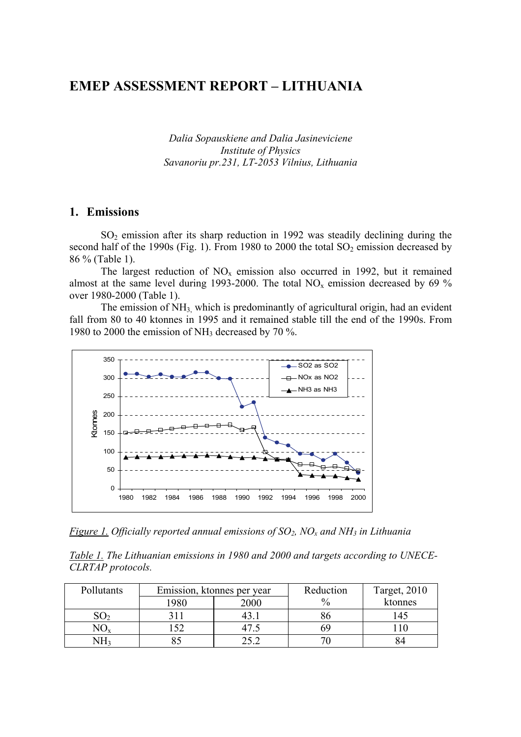# EMEP ASSESSMENT REPORT – LITHUANIA

*Dalia Sopauskiene and Dalia Jasineviciene*
*Institute of Physics*
*Savanoriu pr.231, LT-2053 Vilnius, Lithuania*

## 1. Emissions

$SO_2$ emission after its sharp reduction in 1992 was steadily declining during the second half of the 1990s (Fig. 1). From 1980 to 2000 the total $SO_2$ emission decreased by 86 % (Table 1).

The largest reduction of $NO_x$ emission also occurred in 1992, but it remained almost at the same level during 1993-2000. The total $NO_x$ emission decreased by 69 % over 1980-2000 (Table 1).

The emission of $NH_3$, which is predominantly of agricultural origin, had an evident fall from 80 to 40 ktonnes in 1995 and it remained stable till the end of the 1990s. From 1980 to 2000 the emission of $NH_3$ decreased by 70 %.

*Figure 1. Officially reported annual emissions of $SO_2$, $NO_x$ and $NH_3$ in Lithuania*

*Table 1. The Lithuanian emissions in 1980 and 2000 and targets according to UNECE-CLRTAP protocols.*

| Pollutants | Emission, ktonnes per year | | Reduction | Target, 2010 |
|---|---|---|---|---|
| | 1980 | 2000 | % | ktonnes |
| $SO_2$ | 311 | 43.1 | 86 | 145 |
| $NO_x$ | 152 | 47.5 | 69 | 110 |
| $NH_3$ | 85 | 25.2 | 70 | 84 |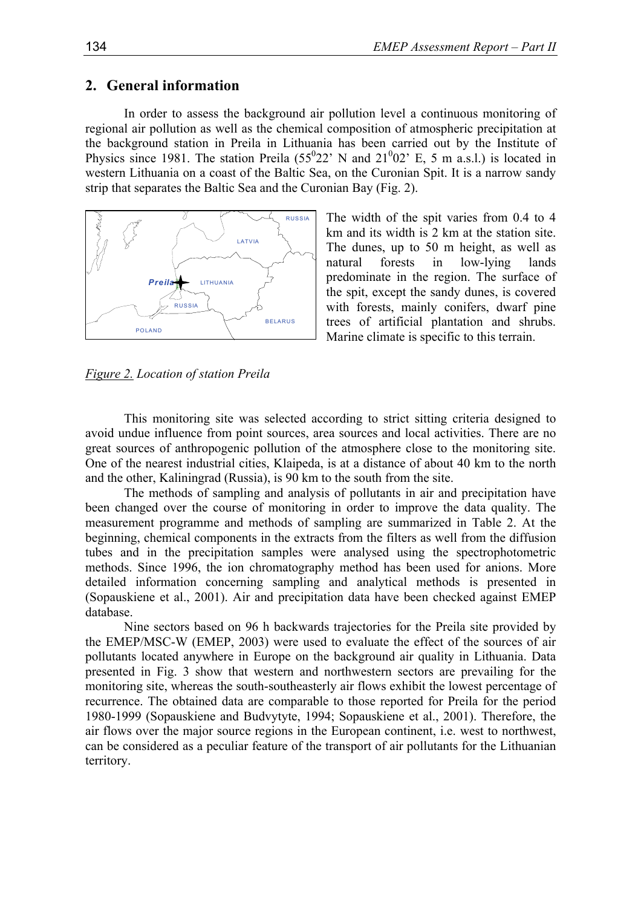## 2. General information

In order to assess the background air pollution level a continuous monitoring of regional air pollution as well as the chemical composition of atmospheric precipitation at the background station in Preila in Lithuania has been carried out by the Institute of Physics since 1981. The station Preila ($55^0 22'$ N and $21^0 02'$ E, 5 m a.s.l.) is located in western Lithuania on a coast of the Baltic Sea, on the Curonian Spit. It is a narrow sandy strip that separates the Baltic Sea and the Curonian Bay (Fig. 2).

The width of the spit varies from 0.4 to 4 km and its width is 2 km at the station site. The dunes, up to 50 m height, as well as natural forests in low-lying lands predominate in the region. The surface of the spit, except the sandy dunes, is covered with forests, mainly conifers, dwarf pine trees of artificial plantation and shrubs. Marine climate is specific to this terrain.

*Figure 2. Location of station Preila*

This monitoring site was selected according to strict sitting criteria designed to avoid undue influence from point sources, area sources and local activities. There are no great sources of anthropogenic pollution of the atmosphere close to the monitoring site. One of the nearest industrial cities, Klaipeda, is at a distance of about 40 km to the north and the other, Kaliningrad (Russia), is 90 km to the south from the site.

The methods of sampling and analysis of pollutants in air and precipitation have been changed over the course of monitoring in order to improve the data quality. The measurement programme and methods of sampling are summarized in Table 2. At the beginning, chemical components in the extracts from the filters as well from the diffusion tubes and in the precipitation samples were analysed using the spectrophotometric methods. Since 1996, the ion chromatography method has been used for anions. More detailed information concerning sampling and analytical methods is presented in (Sopauskiene et al., 2001). Air and precipitation data have been checked against EMEP database.

Nine sectors based on 96 h backwards trajectories for the Preila site provided by the EMEP/MSC-W (EMEP, 2003) were used to evaluate the effect of the sources of air pollutants located anywhere in Europe on the background air quality in Lithuania. Data presented in Fig. 3 show that western and northwestern sectors are prevailing for the monitoring site, whereas the south-southeasterly air flows exhibit the lowest percentage of recurrence. The obtained data are comparable to those reported for Preila for the period 1980-1999 (Sopauskiene and Budvytyte, 1994; Sopauskiene et al., 2001). Therefore, the air flows over the major source regions in the European continent, i.e. west to northwest, can be considered as a peculiar feature of the transport of air pollutants for the Lithuanian territory.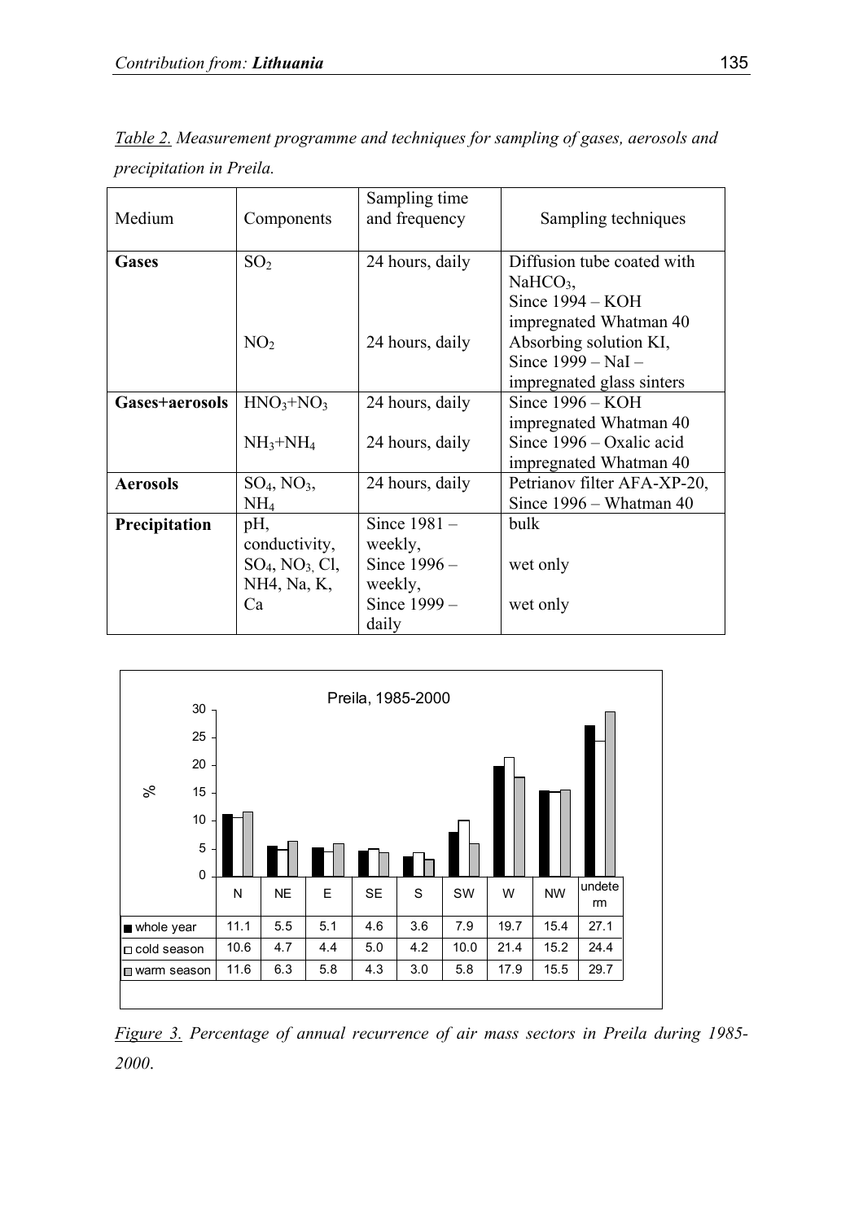*Table 2. Measurement programme and techniques for sampling of gases, aerosols and precipitation in Preila.*

| Medium | Components | Sampling time and frequency | Sampling techniques |
|---|---|---|---|
| **Gases** | $SO_2$ | 24 hours, daily | Diffusion tube coated with $NaHCO_3$, Since 1994 – KOH impregnated Whatman 40 |
| | $NO_2$ | 24 hours, daily | Absorbing solution KI, Since 1999 – NaI – impregnated glass sinters |
| **Gases+aerosols** | $HNO_3$+$NO_3$ | 24 hours, daily | Since 1996 – KOH impregnated Whatman 40 |
| | $NH_3$+$NH_4$ | 24 hours, daily | Since 1996 – Oxalic acid impregnated Whatman 40 |
| **Aerosols** | $SO_4$, $NO_3$, $NH_4$ | 24 hours, daily | Petrianov filter AFA-XP-20, Since 1996 – Whatman 40 |
| **Precipitation** | pH, conductivity, $SO_4$, $NO_3$, Cl, NH4, Na, K, Ca | Since 1981 – weekly, | bulk |
| | | Since 1996 – weekly, | wet only |
| | | Since 1999 – daily | wet only |

Preila, 1985-2000

| % | N | NE | E | SE | S | SW | W | NW | undeterm |
|---|---|---|---|---|---|---|---|---|---|
| whole year | 11.1 | 5.5 | 5.1 | 4.6 | 3.6 | 7.9 | 19.7 | 15.4 | 27.1 |
| cold season | 10.6 | 4.7 | 4.4 | 5.0 | 4.2 | 10.0 | 21.4 | 15.2 | 24.4 |
| warm season | 11.6 | 6.3 | 5.8 | 4.3 | 3.0 | 5.8 | 17.9 | 15.5 | 29.7 |

*Figure 3. Percentage of annual recurrence of air mass sectors in Preila during 1985-2000.*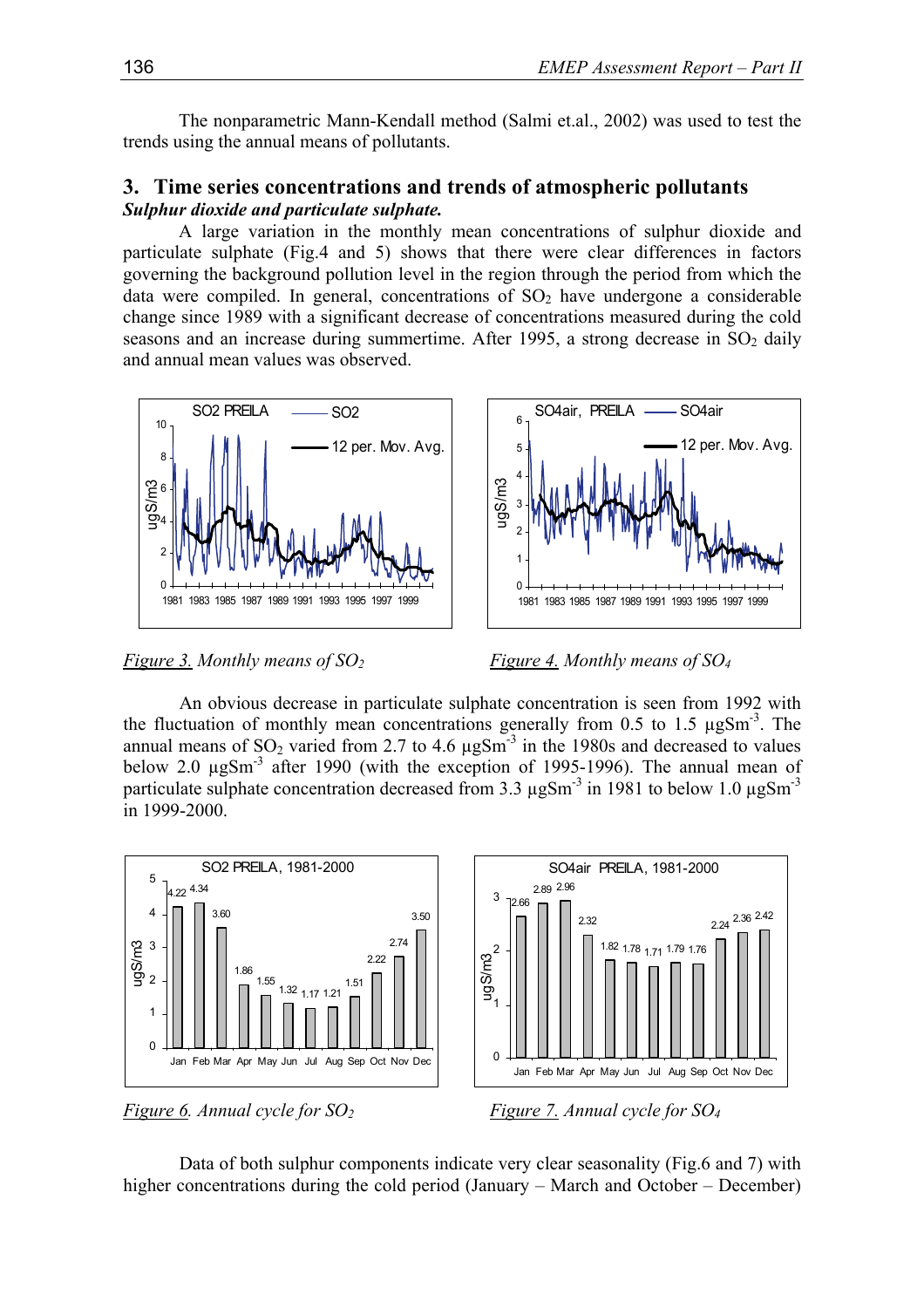The nonparametric Mann-Kendall method (Salmi et.al., 2002) was used to test the trends using the annual means of pollutants.

## 3. Time series concentrations and trends of atmospheric pollutants

***Sulphur dioxide and particulate sulphate.***

A large variation in the monthly mean concentrations of sulphur dioxide and particulate sulphate (Fig.4 and 5) shows that there were clear differences in factors governing the background pollution level in the region through the period from which the data were compiled. In general, concentrations of $SO_2$ have undergone a considerable change since 1989 with a significant decrease of concentrations measured during the cold seasons and an increase during summertime. After 1995, a strong decrease in $SO_2$ daily and annual mean values was observed.

*Figure 3. Monthly means of $SO_2$*

*Figure 4. Monthly means of $SO_4$*

An obvious decrease in particulate sulphate concentration is seen from 1992 with the fluctuation of monthly mean concentrations generally from 0.5 to 1.5 $\mu gSm^{-3}$. The annual means of $SO_2$ varied from 2.7 to 4.6 $\mu gSm^{-3}$ in the 1980s and decreased to values below 2.0 $\mu gSm^{-3}$ after 1990 (with the exception of 1995-1996). The annual mean of particulate sulphate concentration decreased from 3.3 $\mu gSm^{-3}$ in 1981 to below 1.0 $\mu gSm^{-3}$ in 1999-2000.

*Figure 6. Annual cycle for $SO_2$*

*Figure 7. Annual cycle for $SO_4$*

Data of both sulphur components indicate very clear seasonality (Fig.6 and 7) with higher concentrations during the cold period (January – March and October – December)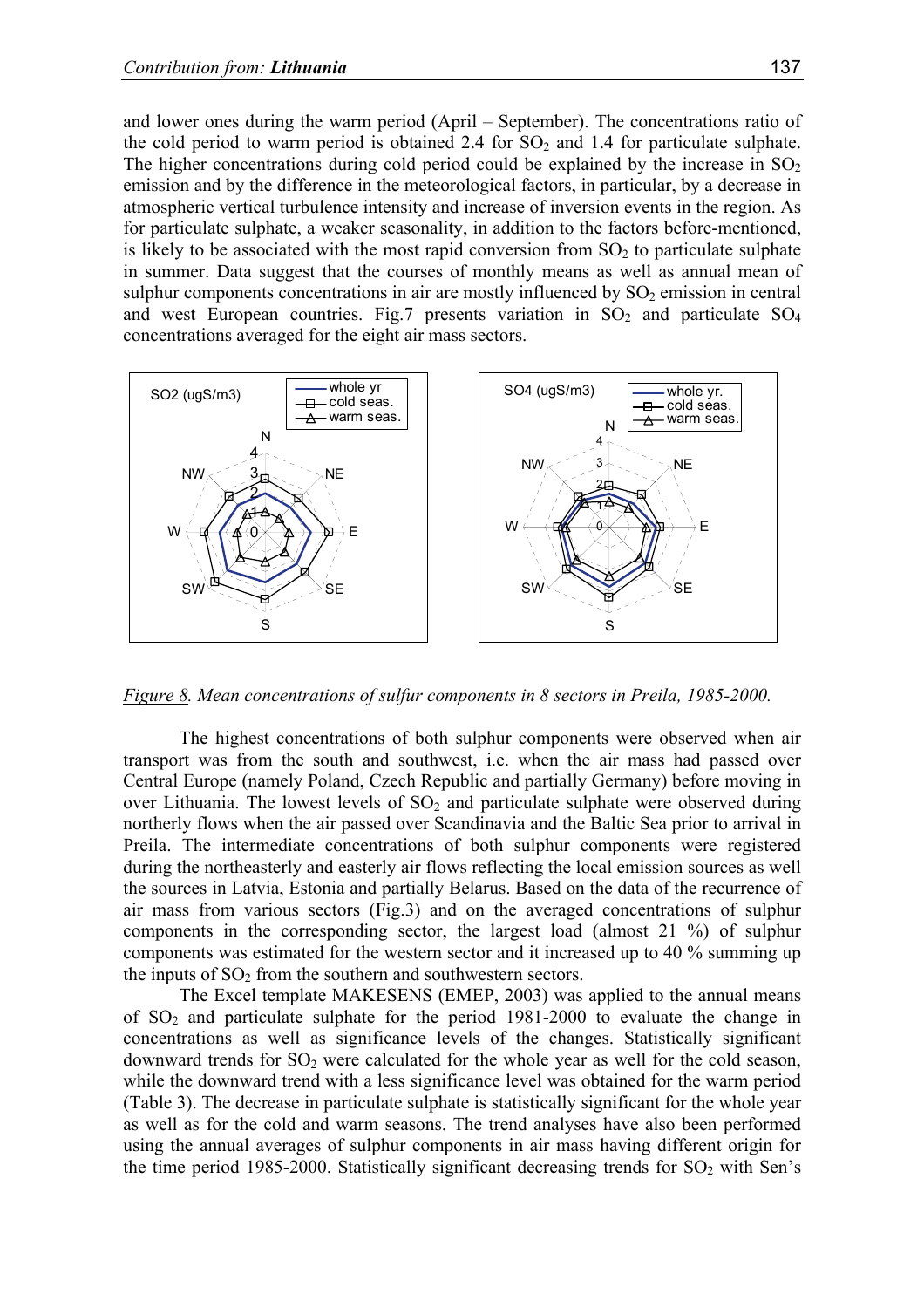and lower ones during the warm period (April – September). The concentrations ratio of the cold period to warm period is obtained 2.4 for $SO_2$ and 1.4 for particulate sulphate. The higher concentrations during cold period could be explained by the increase in $SO_2$ emission and by the difference in the meteorological factors, in particular, by a decrease in atmospheric vertical turbulence intensity and increase of inversion events in the region. As for particulate sulphate, a weaker seasonality, in addition to the factors before-mentioned, is likely to be associated with the most rapid conversion from $SO_2$ to particulate sulphate in summer. Data suggest that the courses of monthly means as well as annual mean of sulphur components concentrations in air are mostly influenced by $SO_2$ emission in central and west European countries. Fig.7 presents variation in $SO_2$ and particulate $SO_4$ concentrations averaged for the eight air mass sectors.

*Figure 8. Mean concentrations of sulfur components in 8 sectors in Preila, 1985-2000.*

The highest concentrations of both sulphur components were observed when air transport was from the south and southwest, i.e. when the air mass had passed over Central Europe (namely Poland, Czech Republic and partially Germany) before moving in over Lithuania. The lowest levels of $SO_2$ and particulate sulphate were observed during northerly flows when the air passed over Scandinavia and the Baltic Sea prior to arrival in Preila. The intermediate concentrations of both sulphur components were registered during the northeasterly and easterly air flows reflecting the local emission sources as well the sources in Latvia, Estonia and partially Belarus. Based on the data of the recurrence of air mass from various sectors (Fig.3) and on the averaged concentrations of sulphur components in the corresponding sector, the largest load (almost 21 %) of sulphur components was estimated for the western sector and it increased up to 40 % summing up the inputs of $SO_2$ from the southern and southwestern sectors.

The Excel template MAKESENS (EMEP, 2003) was applied to the annual means of $SO_2$ and particulate sulphate for the period 1981-2000 to evaluate the change in concentrations as well as significance levels of the changes. Statistically significant downward trends for $SO_2$ were calculated for the whole year as well for the cold season, while the downward trend with a less significance level was obtained for the warm period (Table 3). The decrease in particulate sulphate is statistically significant for the whole year as well as for the cold and warm seasons. The trend analyses have also been performed using the annual averages of sulphur components in air mass having different origin for the time period 1985-2000. Statistically significant decreasing trends for $SO_2$ with Sen's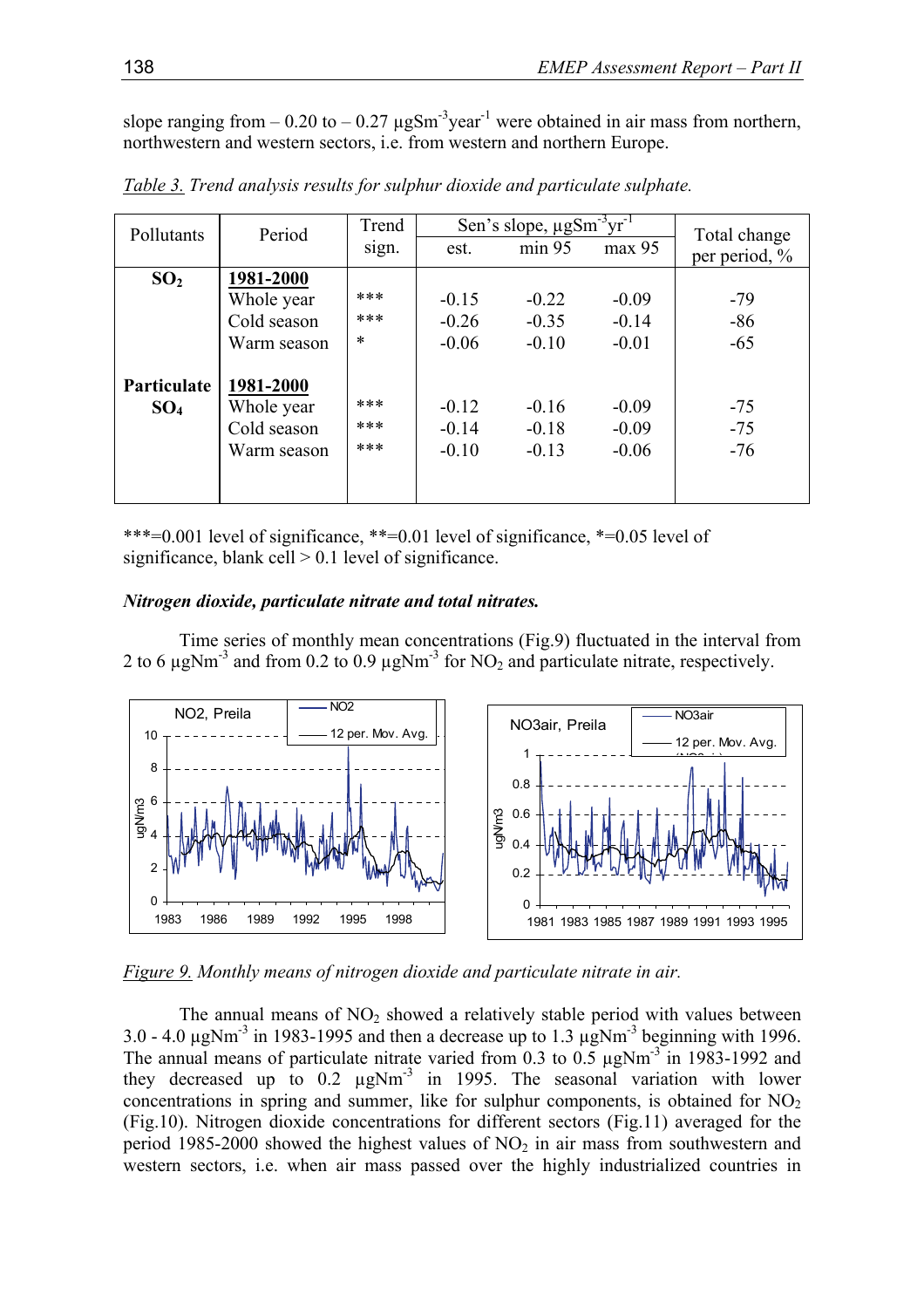slope ranging from – 0.20 to – 0.27 μgS$m^{-3}$$year^{-1}$ were obtained in air mass from northern, northwestern and western sectors, i.e. from western and northern Europe.

*Table 3. Trend analysis results for sulphur dioxide and particulate sulphate.*

| Pollutants | Period | Trend sign. | Sen's slope, μgS$m^{-3}$$yr^{-1}$ | | | Total change per period, % |
|---|---|---|---|---|---|---|
| | | | est. | min 95 | max 95 | |
| **$SO_2$** | **1981-2000** | | | | | |
| | Whole year | *** | -0.15 | -0.22 | -0.09 | -79 |
| | Cold season | *** | -0.26 | -0.35 | -0.14 | -86 |
| | Warm season | * | -0.06 | -0.10 | -0.01 | -65 |
| **Particulate $SO_4$** | **1981-2000** | | | | | |
| | Whole year | *** | -0.12 | -0.16 | -0.09 | -75 |
| | Cold season | *** | -0.14 | -0.18 | -0.09 | -75 |
| | Warm season | *** | -0.10 | -0.13 | -0.06 | -76 |

***=0.001 level of significance, **=0.01 level of significance, *=0.05 level of significance, blank cell > 0.1 level of significance.

***Nitrogen dioxide, particulate nitrate and total nitrates.***

Time series of monthly mean concentrations (Fig.9) fluctuated in the interval from 2 to 6 μgN$m^{-3}$ and from 0.2 to 0.9 μgN$m^{-3}$ for $NO_2$ and particulate nitrate, respectively.

*Figure 9. Monthly means of nitrogen dioxide and particulate nitrate in air.*

The annual means of $NO_2$ showed a relatively stable period with values between 3.0 - 4.0 μgN$m^{-3}$ in 1983-1995 and then a decrease up to 1.3 μgN$m^{-3}$ beginning with 1996. The annual means of particulate nitrate varied from 0.3 to 0.5 μgN$m^{-3}$ in 1983-1992 and they decreased up to 0.2 μgN$m^{-3}$ in 1995. The seasonal variation with lower concentrations in spring and summer, like for sulphur components, is obtained for $NO_2$ (Fig.10). Nitrogen dioxide concentrations for different sectors (Fig.11) averaged for the period 1985-2000 showed the highest values of $NO_2$ in air mass from southwestern and western sectors, i.e. when air mass passed over the highly industrialized countries in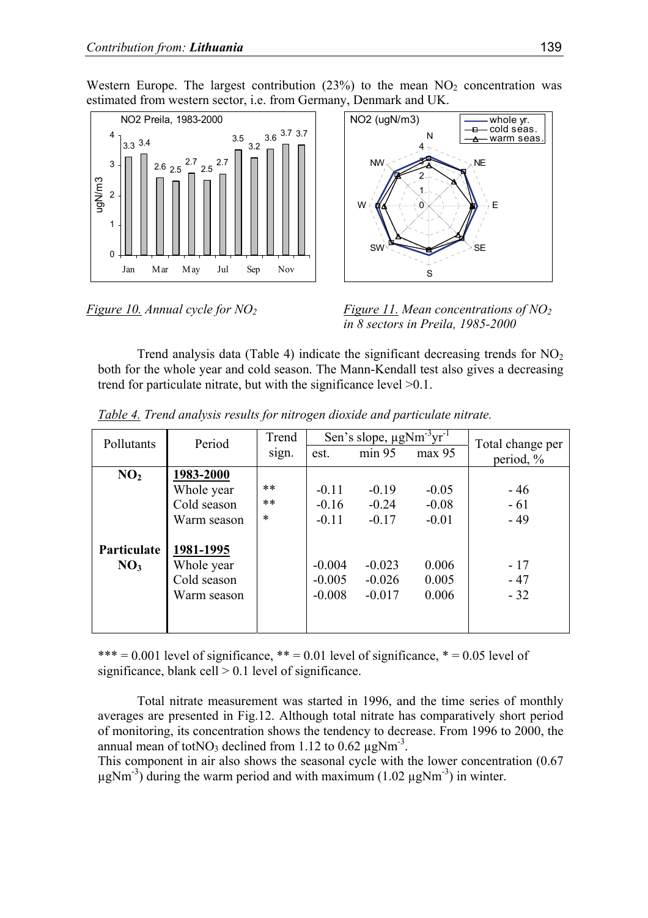Western Europe. The largest contribution (23%) to the mean $NO_2$ concentration was estimated from western sector, i.e. from Germany, Denmark and UK.

*Figure 10. Annual cycle for $NO_2$*

*Figure 11. Mean concentrations of $NO_2$ in 8 sectors in Preila, 1985-2000*

Trend analysis data (Table 4) indicate the significant decreasing trends for $NO_2$ both for the whole year and cold season. The Mann-Kendall test also gives a decreasing trend for particulate nitrate, but with the significance level >0.1.

*Table 4. Trend analysis results for nitrogen dioxide and particulate nitrate.*

| Pollutants | Period | Trend sign. | Sen's slope, $\mu gNm^{-3}yr^{-1}$ | | | Total change per period, % |
|---|---|---|---|---|---|---|
| | | | est. | min 95 | max 95 | |
| **$NO_2$** | **1983-2000** | | | | | |
| | Whole year | ** | -0.11 | -0.19 | -0.05 | - 46 |
| | Cold season | ** | -0.16 | -0.24 | -0.08 | - 61 |
| | Warm season | * | -0.11 | -0.17 | -0.01 | - 49 |
| **Particulate $NO_3$** | **1981-1995** | | | | | |
| | Whole year | | -0.004 | -0.023 | 0.006 | - 17 |
| | Cold season | | -0.005 | -0.026 | 0.005 | - 47 |
| | Warm season | | -0.008 | -0.017 | 0.006 | - 32 |

*** = 0.001 level of significance, ** = 0.01 level of significance, * = 0.05 level of significance, blank cell > 0.1 level of significance.

Total nitrate measurement was started in 1996, and the time series of monthly averages are presented in Fig.12. Although total nitrate has comparatively short period of monitoring, its concentration shows the tendency to decrease. From 1996 to 2000, the annual mean of tot$NO_3$ declined from 1.12 to 0.62 $\mu gNm^{-3}$.

This component in air also shows the seasonal cycle with the lower concentration (0.67 $\mu gNm^{-3}$) during the warm period and with maximum (1.02 $\mu gNm^{-3}$) in winter.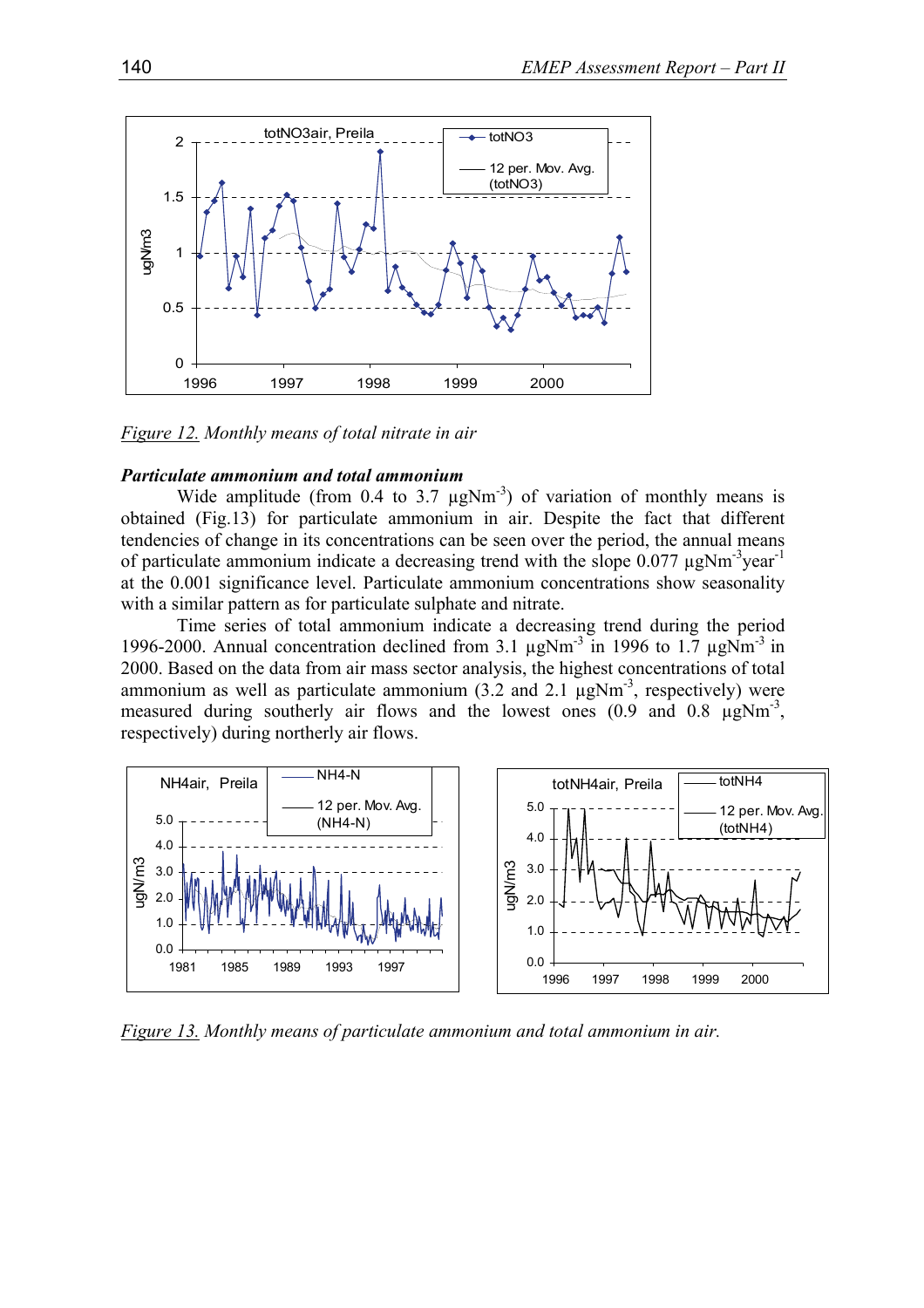*Figure 12. Monthly means of total nitrate in air*

***Particulate ammonium and total ammonium***

Wide amplitude (from 0.4 to 3.7 µgNm$^{-3}$) of variation of monthly means is obtained (Fig.13) for particulate ammonium in air. Despite the fact that different tendencies of change in its concentrations can be seen over the period, the annual means of particulate ammonium indicate a decreasing trend with the slope 0.077 µgNm$^{-3}$year$^{-1}$ at the 0.001 significance level. Particulate ammonium concentrations show seasonality with a similar pattern as for particulate sulphate and nitrate.

Time series of total ammonium indicate a decreasing trend during the period 1996-2000. Annual concentration declined from 3.1 µgNm$^{-3}$ in 1996 to 1.7 µgNm$^{-3}$ in 2000. Based on the data from air mass sector analysis, the highest concentrations of total ammonium as well as particulate ammonium (3.2 and 2.1 µgNm$^{-3}$, respectively) were measured during southerly air flows and the lowest ones (0.9 and 0.8 µgNm$^{-3}$, respectively) during northerly air flows.

*Figure 13. Monthly means of particulate ammonium and total ammonium in air.*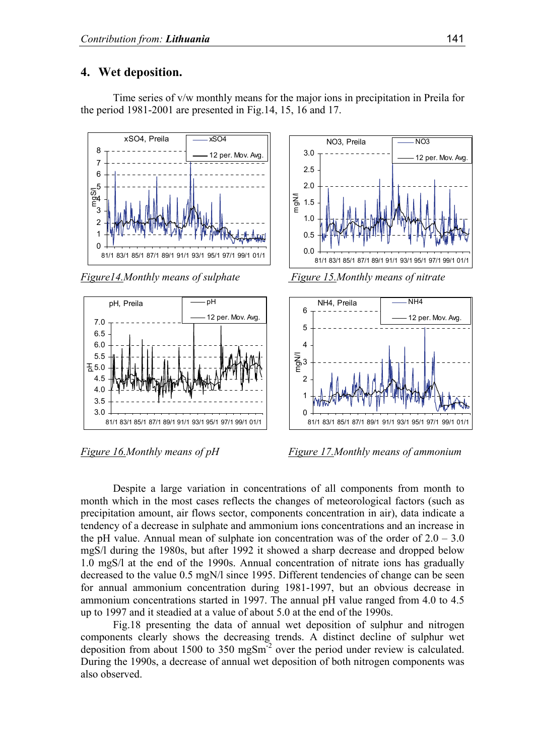## 4. Wet deposition.

Time series of v/w monthly means for the major ions in precipitation in Preila for the period 1981-2001 are presented in Fig.14, 15, 16 and 17.

*Figure14.Monthly means of sulphate*

*Figure 15.Monthly means of nitrate*

*Figure 16.Monthly means of pH*

*Figure 17.Monthly means of ammonium*

Despite a large variation in concentrations of all components from month to month which in the most cases reflects the changes of meteorological factors (such as precipitation amount, air flows sector, components concentration in air), data indicate a tendency of a decrease in sulphate and ammonium ions concentrations and an increase in the pH value. Annual mean of sulphate ion concentration was of the order of 2.0 – 3.0 mgS/l during the 1980s, but after 1992 it showed a sharp decrease and dropped below 1.0 mgS/l at the end of the 1990s. Annual concentration of nitrate ions has gradually decreased to the value 0.5 mgN/l since 1995. Different tendencies of change can be seen for annual ammonium concentration during 1981-1997, but an obvious decrease in ammonium concentrations started in 1997. The annual pH value ranged from 4.0 to 4.5 up to 1997 and it steadied at a value of about 5.0 at the end of the 1990s.

Fig.18 presenting the data of annual wet deposition of sulphur and nitrogen components clearly shows the decreasing trends. A distinct decline of sulphur wet deposition from about 1500 to 350 $mgSm^{-2}$ over the period under review is calculated. During the 1990s, a decrease of annual wet deposition of both nitrogen components was also observed.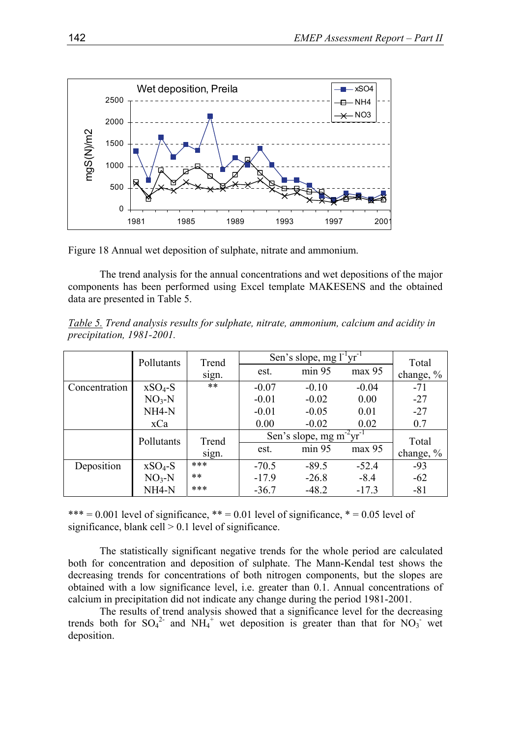Figure 18 Annual wet deposition of sulphate, nitrate and ammonium.

The trend analysis for the annual concentrations and wet depositions of the major components has been performed using Excel template MAKESENS and the obtained data are presented in Table 5.

*Table 5. Trend analysis results for sulphate, nitrate, ammonium, calcium and acidity in precipitation, 1981-2001.*

| | Pollutants | Trend sign. | Sen's slope, mg $l^{-1}yr^{-1}$ | | | Total change, % |
|---|---|---|---|---|---|---|
| | | | est. | min 95 | max 95 | |
| Concentration | $xSO_4$-S | ** | -0.07 | -0.10 | -0.04 | -71 |
| | $NO_3$-N | | -0.01 | -0.02 | 0.00 | -27 |
| | NH4-N | | -0.01 | -0.05 | 0.01 | -27 |
| | xCa | | 0.00 | -0.02 | 0.02 | 0.7 |
| | **Pollutants** | **Trend sign.** | **Sen's slope, mg $m^{-2}yr^{-1}$** | | | **Total change, %** |
| | | | **est.** | **min 95** | **max 95** | |
| Deposition | $xSO_4$-S | *** | -70.5 | -89.5 | -52.4 | -93 |
| | $NO_3$-N | ** | -17.9 | -26.8 | -8.4 | -62 |
| | NH4-N | *** | -36.7 | -48.2 | -17.3 | -81 |

*** = 0.001 level of significance, ** = 0.01 level of significance, * = 0.05 level of significance, blank cell > 0.1 level of significance.

The statistically significant negative trends for the whole period are calculated both for concentration and deposition of sulphate. The Mann-Kendal test shows the decreasing trends for concentrations of both nitrogen components, but the slopes are obtained with a low significance level, i.e. greater than 0.1. Annual concentrations of calcium in precipitation did not indicate any change during the period 1981-2001.

The results of trend analysis showed that a significance level for the decreasing trends both for $SO_4^{2-}$ and $NH_4^+$ wet deposition is greater than that for $NO_3^-$ wet deposition.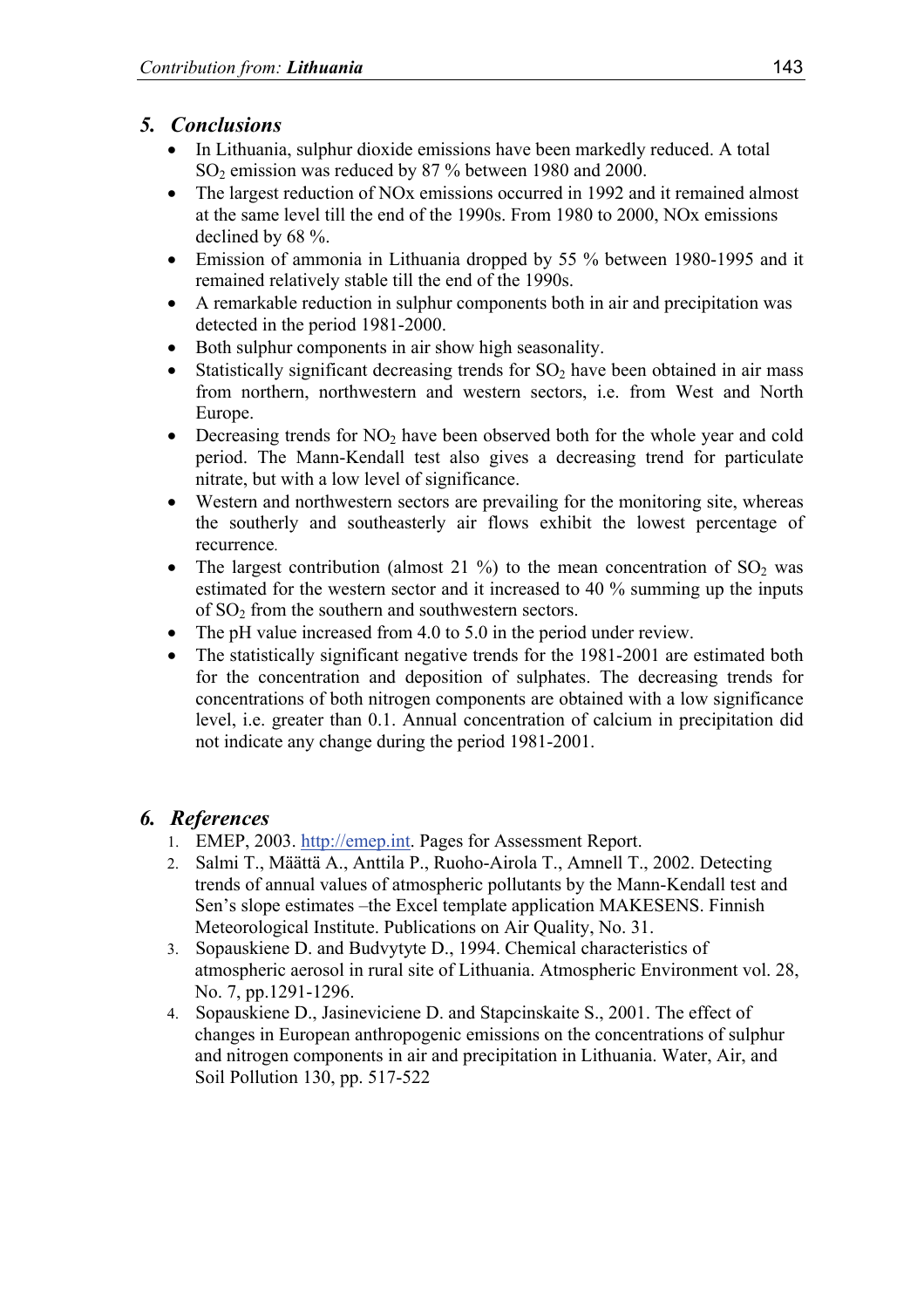## 5. *Conclusions*

- In Lithuania, sulphur dioxide emissions have been markedly reduced. A total $SO_2$ emission was reduced by 87 % between 1980 and 2000.
- The largest reduction of NOx emissions occurred in 1992 and it remained almost at the same level till the end of the 1990s. From 1980 to 2000, NOx emissions declined by 68 %.
- Emission of ammonia in Lithuania dropped by 55 % between 1980-1995 and it remained relatively stable till the end of the 1990s.
- A remarkable reduction in sulphur components both in air and precipitation was detected in the period 1981-2000.
- Both sulphur components in air show high seasonality.
- Statistically significant decreasing trends for $SO_2$ have been obtained in air mass from northern, northwestern and western sectors, i.e. from West and North Europe.
- Decreasing trends for $NO_2$ have been observed both for the whole year and cold period. The Mann-Kendall test also gives a decreasing trend for particulate nitrate, but with a low level of significance.
- Western and northwestern sectors are prevailing for the monitoring site, whereas the southerly and southeasterly air flows exhibit the lowest percentage of recurrence.
- The largest contribution (almost 21 %) to the mean concentration of $SO_2$ was estimated for the western sector and it increased to 40 % summing up the inputs of $SO_2$ from the southern and southwestern sectors.
- The pH value increased from 4.0 to 5.0 in the period under review.
- The statistically significant negative trends for the 1981-2001 are estimated both for the concentration and deposition of sulphates. The decreasing trends for concentrations of both nitrogen components are obtained with a low significance level, i.e. greater than 0.1. Annual concentration of calcium in precipitation did not indicate any change during the period 1981-2001.

## 6. *References*

1. EMEP, 2003. http://emep.int. Pages for Assessment Report.
2. Salmi T., Määttä A., Anttila P., Ruoho-Airola T., Amnell T., 2002. Detecting trends of annual values of atmospheric pollutants by the Mann-Kendall test and Sen's slope estimates –the Excel template application MAKESENS. Finnish Meteorological Institute. Publications on Air Quality, No. 31.
3. Sopauskiene D. and Budvytyte D., 1994. Chemical characteristics of atmospheric aerosol in rural site of Lithuania. Atmospheric Environment vol. 28, No. 7, pp.1291-1296.
4. Sopauskiene D., Jasineviciene D. and Stapcinskaite S., 2001. The effect of changes in European anthropogenic emissions on the concentrations of sulphur and nitrogen components in air and precipitation in Lithuania. Water, Air, and Soil Pollution 130, pp. 517-522